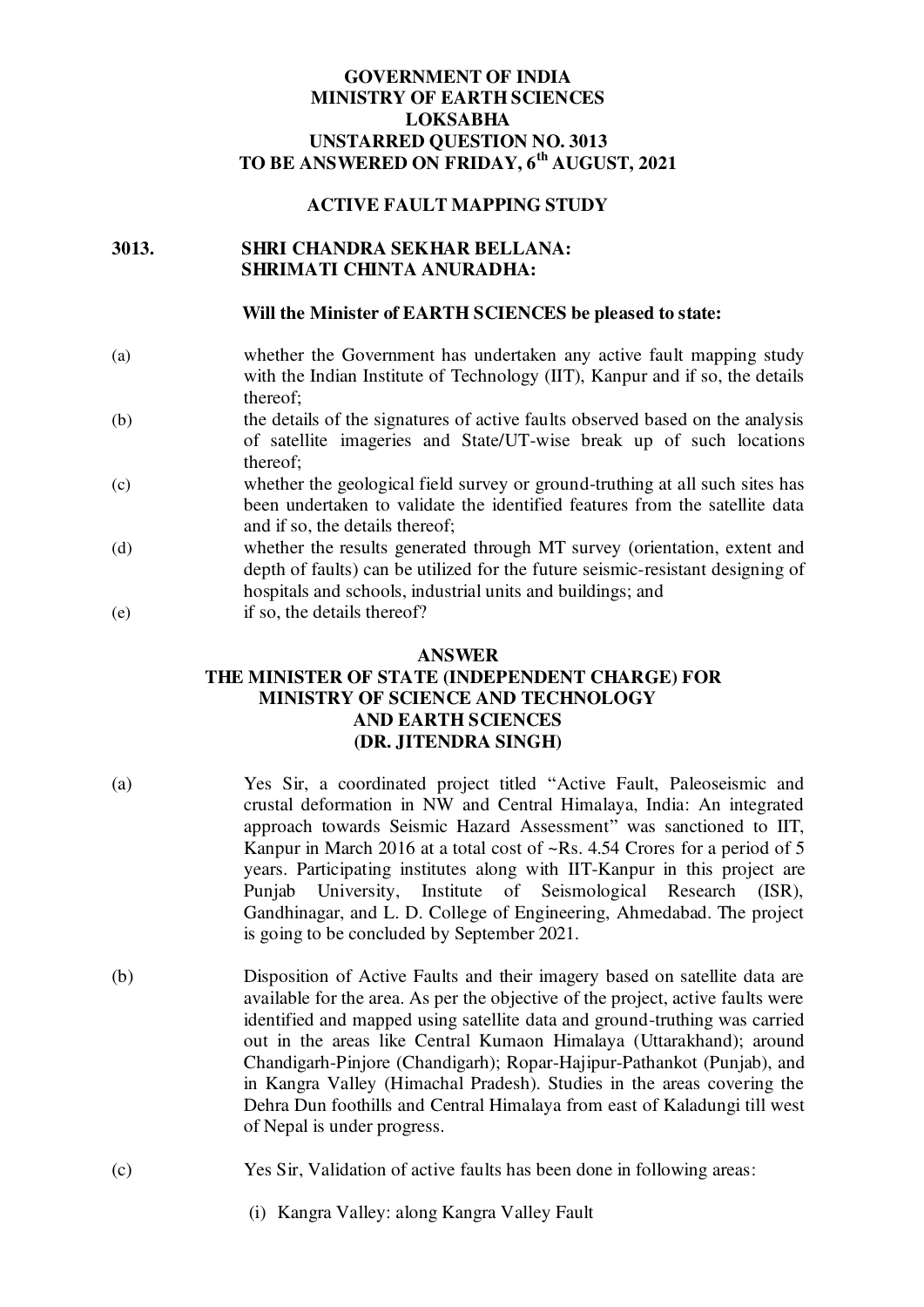**GOVERNMENT OF INDIA**
**MINISTRY OF EARTH SCIENCES**
**LOKSABHA**
**UNSTARRED QUESTION NO. 3013**
**TO BE ANSWERED ON FRIDAY, 6th AUGUST, 2021**

**ACTIVE FAULT MAPPING STUDY**

**3013. SHRI CHANDRA SEKHAR BELLANA:**
**SHRIMATI CHINTA ANURADHA:**

**Will the Minister of EARTH SCIENCES be pleased to state:**

(a) whether the Government has undertaken any active fault mapping study with the Indian Institute of Technology (IIT), Kanpur and if so, the details thereof;

(b) the details of the signatures of active faults observed based on the analysis of satellite imageries and State/UT-wise break up of such locations thereof;

(c) whether the geological field survey or ground-truthing at all such sites has been undertaken to validate the identified features from the satellite data and if so, the details thereof;

(d) whether the results generated through MT survey (orientation, extent and depth of faults) can be utilized for the future seismic-resistant designing of hospitals and schools, industrial units and buildings; and

(e) if so, the details thereof?

**ANSWER**
**THE MINISTER OF STATE (INDEPENDENT CHARGE) FOR MINISTRY OF SCIENCE AND TECHNOLOGY AND EARTH SCIENCES**
**(DR. JITENDRA SINGH)**

(a) Yes Sir, a coordinated project titled "Active Fault, Paleoseismic and crustal deformation in NW and Central Himalaya, India: An integrated approach towards Seismic Hazard Assessment" was sanctioned to IIT, Kanpur in March 2016 at a total cost of ~Rs. 4.54 Crores for a period of 5 years. Participating institutes along with IIT-Kanpur in this project are Punjab University, Institute of Seismological Research (ISR), Gandhinagar, and L. D. College of Engineering, Ahmedabad. The project is going to be concluded by September 2021.

(b) Disposition of Active Faults and their imagery based on satellite data are available for the area. As per the objective of the project, active faults were identified and mapped using satellite data and ground-truthing was carried out in the areas like Central Kumaon Himalaya (Uttarakhand); around Chandigarh-Pinjore (Chandigarh); Ropar-Hajipur-Pathankot (Punjab), and in Kangra Valley (Himachal Pradesh). Studies in the areas covering the Dehra Dun foothills and Central Himalaya from east of Kaladungi till west of Nepal is under progress.

(c) Yes Sir, Validation of active faults has been done in following areas:

(i) Kangra Valley: along Kangra Valley Fault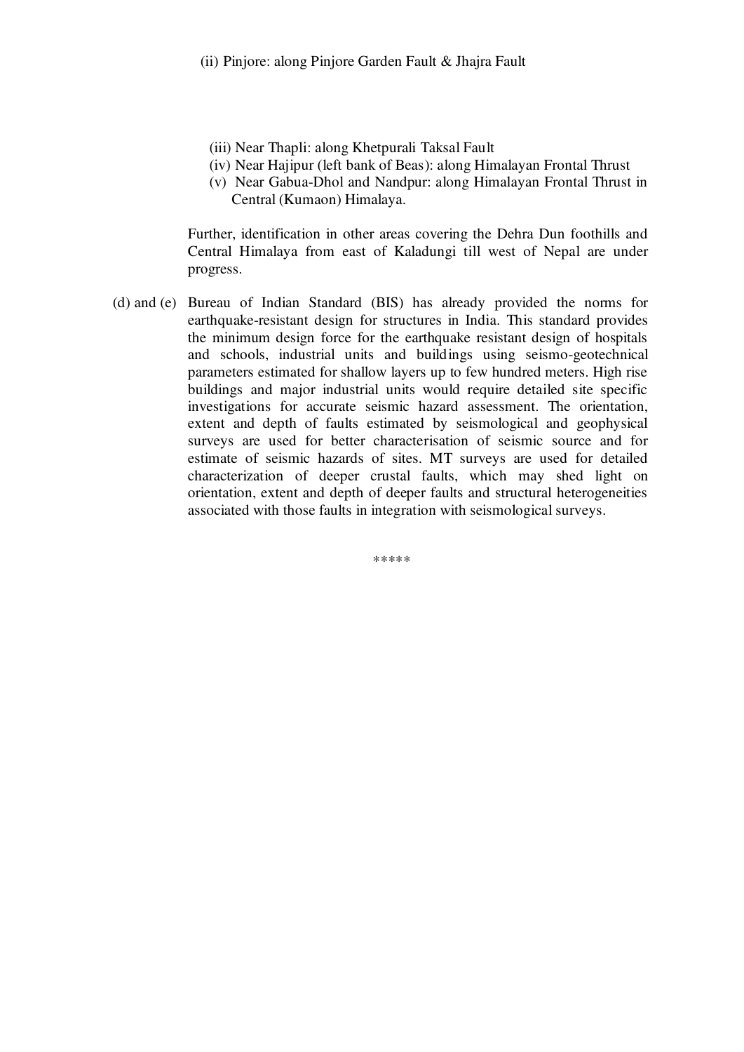(ii) Pinjore: along Pinjore Garden Fault & Jhajra Fault

(iii) Near Thapli: along Khetpurali Taksal Fault
(iv) Near Hajipur (left bank of Beas): along Himalayan Frontal Thrust
(v) Near Gabua-Dhol and Nandpur: along Himalayan Frontal Thrust in Central (Kumaon) Himalaya.

Further, identification in other areas covering the Dehra Dun foothills and Central Himalaya from east of Kaladungi till west of Nepal are under progress.

(d) and (e) Bureau of Indian Standard (BIS) has already provided the norms for earthquake-resistant design for structures in India. This standard provides the minimum design force for the earthquake resistant design of hospitals and schools, industrial units and buildings using seismo-geotechnical parameters estimated for shallow layers up to few hundred meters. High rise buildings and major industrial units would require detailed site specific investigations for accurate seismic hazard assessment. The orientation, extent and depth of faults estimated by seismological and geophysical surveys are used for better characterisation of seismic source and for estimate of seismic hazards of sites. MT surveys are used for detailed characterization of deeper crustal faults, which may shed light on orientation, extent and depth of deeper faults and structural heterogeneities associated with those faults in integration with seismological surveys.

*****